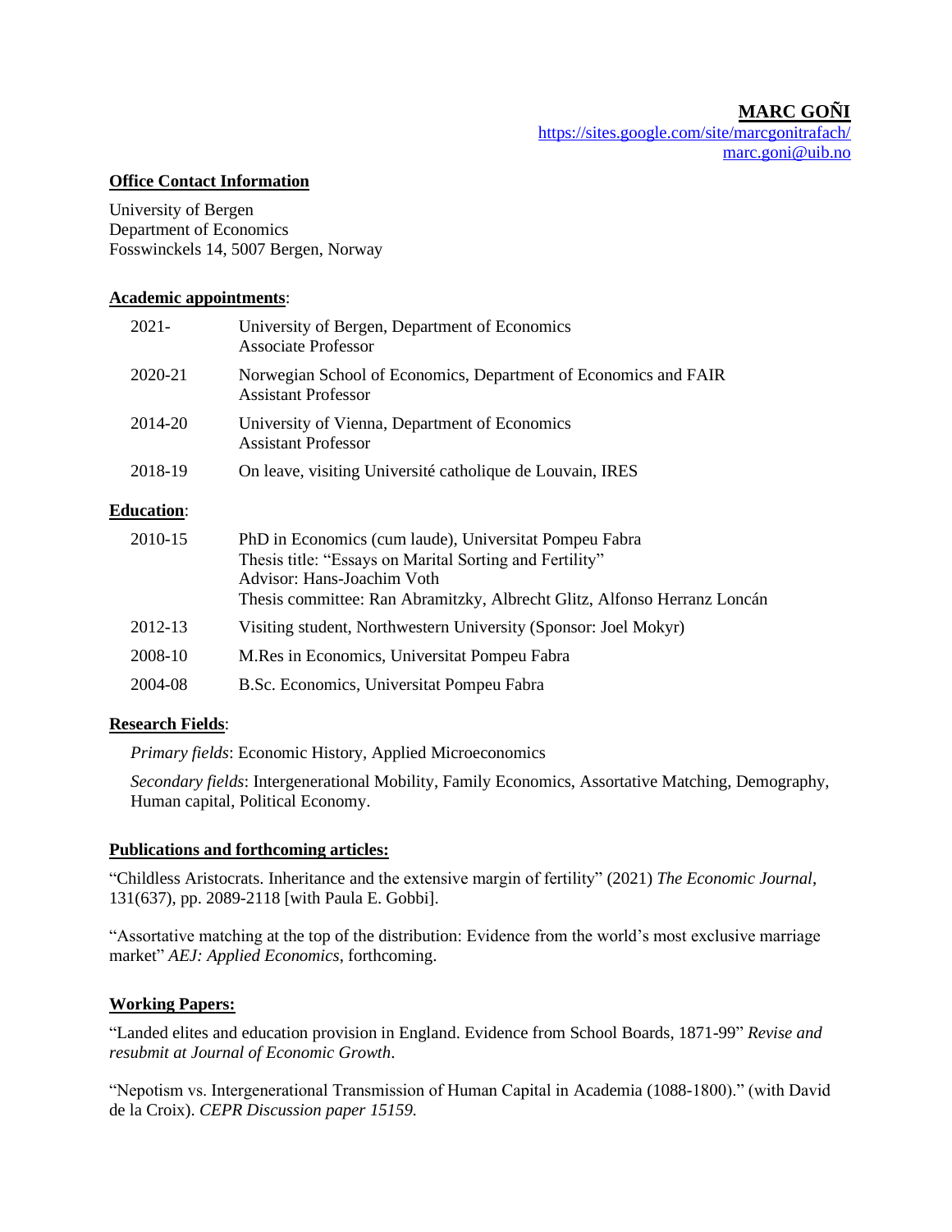# MARC GOÑI

https://sites.google.com/site/marcgonitrafach/
marc.goni@uib.no

## Office Contact Information

University of Bergen
Department of Economics
Fosswinckels 14, 5007 Bergen, Norway

## Academic appointments:

| | |
|---|---|
| 2021- | University of Bergen, Department of Economics<br>Associate Professor |
| 2020-21 | Norwegian School of Economics, Department of Economics and FAIR<br>Assistant Professor |
| 2014-20 | University of Vienna, Department of Economics<br>Assistant Professor |
| 2018-19 | On leave, visiting Université catholique de Louvain, IRES |

## Education:

| | |
|---|---|
| 2010-15 | PhD in Economics (cum laude), Universitat Pompeu Fabra<br>Thesis title: "Essays on Marital Sorting and Fertility"<br>Advisor: Hans-Joachim Voth<br>Thesis committee: Ran Abramitzky, Albrecht Glitz, Alfonso Herranz Loncán |
| 2012-13 | Visiting student, Northwestern University (Sponsor: Joel Mokyr) |
| 2008-10 | M.Res in Economics, Universitat Pompeu Fabra |
| 2004-08 | B.Sc. Economics, Universitat Pompeu Fabra |

## Research Fields:

*Primary fields*: Economic History, Applied Microeconomics

*Secondary fields*: Intergenerational Mobility, Family Economics, Assortative Matching, Demography, Human capital, Political Economy.

## Publications and forthcoming articles:

"Childless Aristocrats. Inheritance and the extensive margin of fertility" (2021) *The Economic Journal*, 131(637), pp. 2089-2118 [with Paula E. Gobbi].

"Assortative matching at the top of the distribution: Evidence from the world's most exclusive marriage market" *AEJ: Applied Economics*, forthcoming.

## Working Papers:

"Landed elites and education provision in England. Evidence from School Boards, 1871-99" *Revise and resubmit at Journal of Economic Growth*.

"Nepotism vs. Intergenerational Transmission of Human Capital in Academia (1088-1800)." (with David de la Croix). *CEPR Discussion paper 15159.*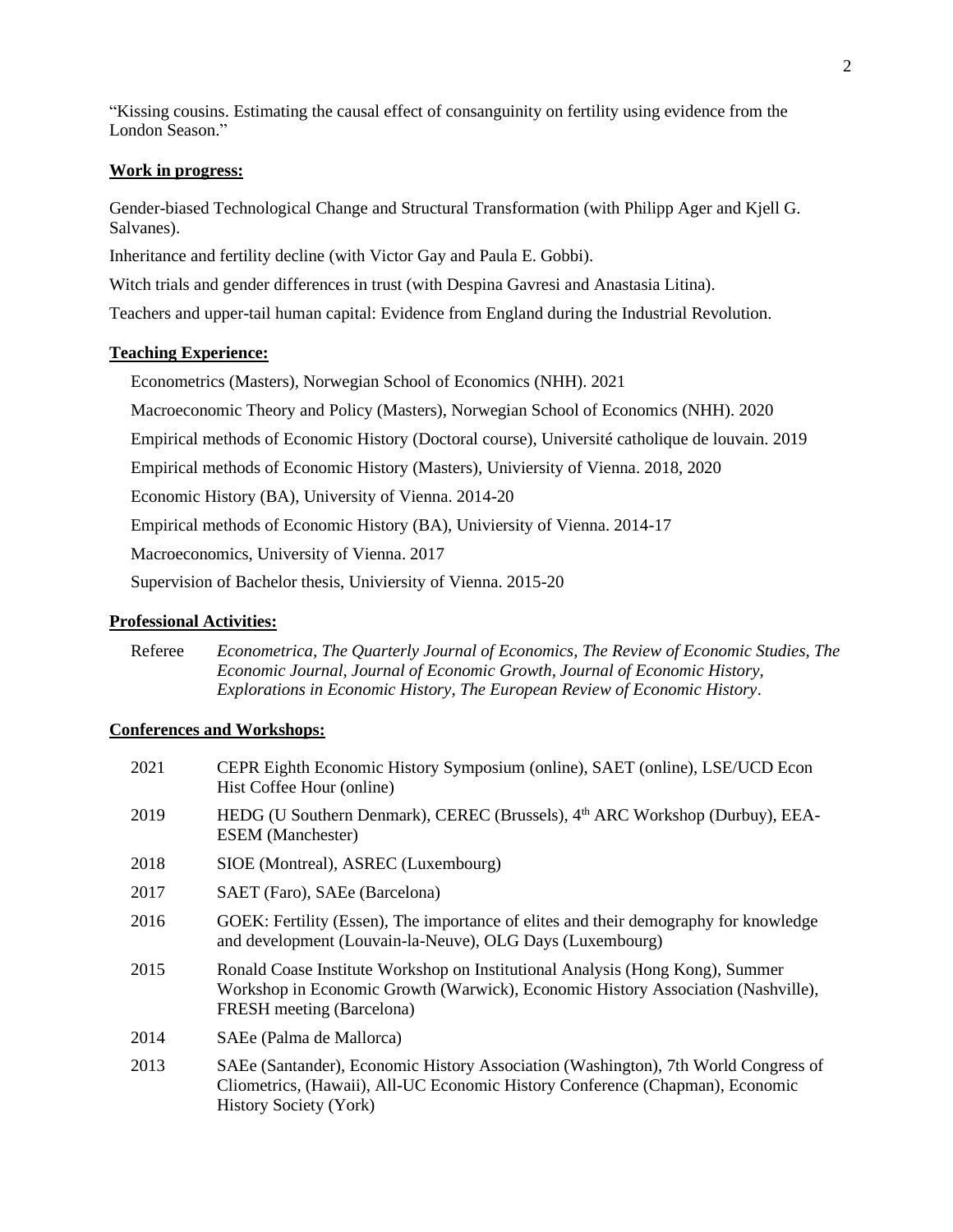"Kissing cousins. Estimating the causal effect of consanguinity on fertility using evidence from the London Season."

**Work in progress:**

Gender-biased Technological Change and Structural Transformation (with Philipp Ager and Kjell G. Salvanes).

Inheritance and fertility decline (with Victor Gay and Paula E. Gobbi).

Witch trials and gender differences in trust (with Despina Gavresi and Anastasia Litina).

Teachers and upper-tail human capital: Evidence from England during the Industrial Revolution.

**Teaching Experience:**

Econometrics (Masters), Norwegian School of Economics (NHH). 2021

Macroeconomic Theory and Policy (Masters), Norwegian School of Economics (NHH). 2020

Empirical methods of Economic History (Doctoral course), Université catholique de louvain. 2019

Empirical methods of Economic History (Masters), Univiersity of Vienna. 2018, 2020

Economic History (BA), University of Vienna. 2014-20

Empirical methods of Economic History (BA), Univiersity of Vienna. 2014-17

Macroeconomics, University of Vienna. 2017

Supervision of Bachelor thesis, Univiersity of Vienna. 2015-20

**Professional Activities:**

Referee *Econometrica, The Quarterly Journal of Economics, The Review of Economic Studies, The Economic Journal, Journal of Economic Growth, Journal of Economic History, Explorations in Economic History, The European Review of Economic History*.

**Conferences and Workshops:**

2021 CEPR Eighth Economic History Symposium (online), SAET (online), LSE/UCD Econ Hist Coffee Hour (online)

2019 HEDG (U Southern Denmark), CEREC (Brussels), 4th ARC Workshop (Durbuy), EEA-ESEM (Manchester)

2018 SIOE (Montreal), ASREC (Luxembourg)

2017 SAET (Faro), SAEe (Barcelona)

2016 GOEK: Fertility (Essen), The importance of elites and their demography for knowledge and development (Louvain-la-Neuve), OLG Days (Luxembourg)

2015 Ronald Coase Institute Workshop on Institutional Analysis (Hong Kong), Summer Workshop in Economic Growth (Warwick), Economic History Association (Nashville), FRESH meeting (Barcelona)

2014 SAEe (Palma de Mallorca)

2013 SAEe (Santander), Economic History Association (Washington), 7th World Congress of Cliometrics, (Hawaii), All-UC Economic History Conference (Chapman), Economic History Society (York)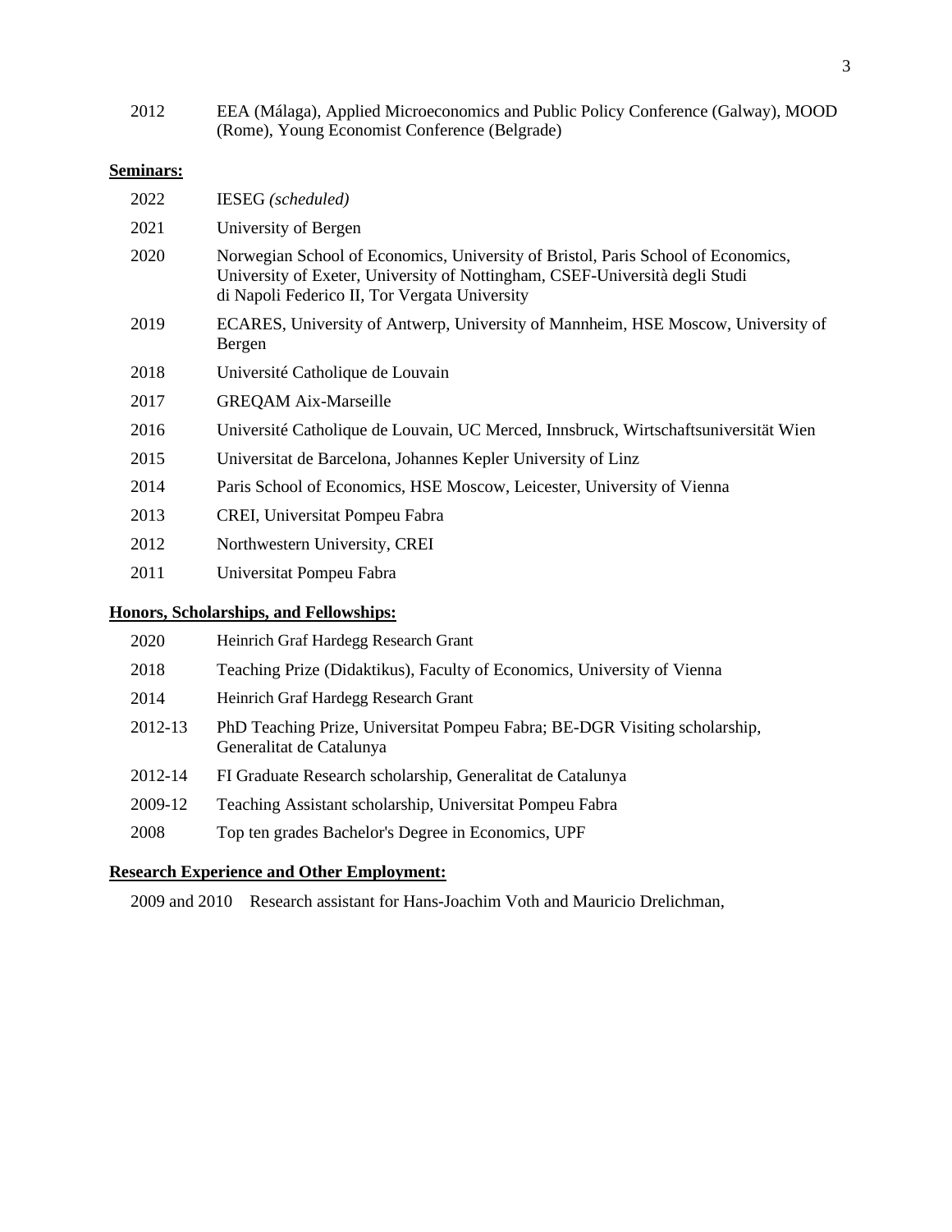2012 EEA (Málaga), Applied Microeconomics and Public Policy Conference (Galway), MOOD (Rome), Young Economist Conference (Belgrade)

**Seminars:**

| | |
|---|---|
| 2022 | IESEG *(scheduled)* |
| 2021 | University of Bergen |
| 2020 | Norwegian School of Economics, University of Bristol, Paris School of Economics, University of Exeter, University of Nottingham, CSEF-Università degli Studi di Napoli Federico II, Tor Vergata University |
| 2019 | ECARES, University of Antwerp, University of Mannheim, HSE Moscow, University of Bergen |
| 2018 | Université Catholique de Louvain |
| 2017 | GREQAM Aix-Marseille |
| 2016 | Université Catholique de Louvain, UC Merced, Innsbruck, Wirtschaftsuniversität Wien |
| 2015 | Universitat de Barcelona, Johannes Kepler University of Linz |
| 2014 | Paris School of Economics, HSE Moscow, Leicester, University of Vienna |
| 2013 | CREI, Universitat Pompeu Fabra |
| 2012 | Northwestern University, CREI |
| 2011 | Universitat Pompeu Fabra |

**Honors, Scholarships, and Fellowships:**

| | |
|---|---|
| 2020 | Heinrich Graf Hardegg Research Grant |
| 2018 | Teaching Prize (Didaktikus), Faculty of Economics, University of Vienna |
| 2014 | Heinrich Graf Hardegg Research Grant |
| 2012-13 | PhD Teaching Prize, Universitat Pompeu Fabra; BE-DGR Visiting scholarship, Generalitat de Catalunya |
| 2012-14 | FI Graduate Research scholarship, Generalitat de Catalunya |
| 2009-12 | Teaching Assistant scholarship, Universitat Pompeu Fabra |
| 2008 | Top ten grades Bachelor's Degree in Economics, UPF |

**Research Experience and Other Employment:**

2009 and 2010 Research assistant for Hans-Joachim Voth and Mauricio Drelichman,